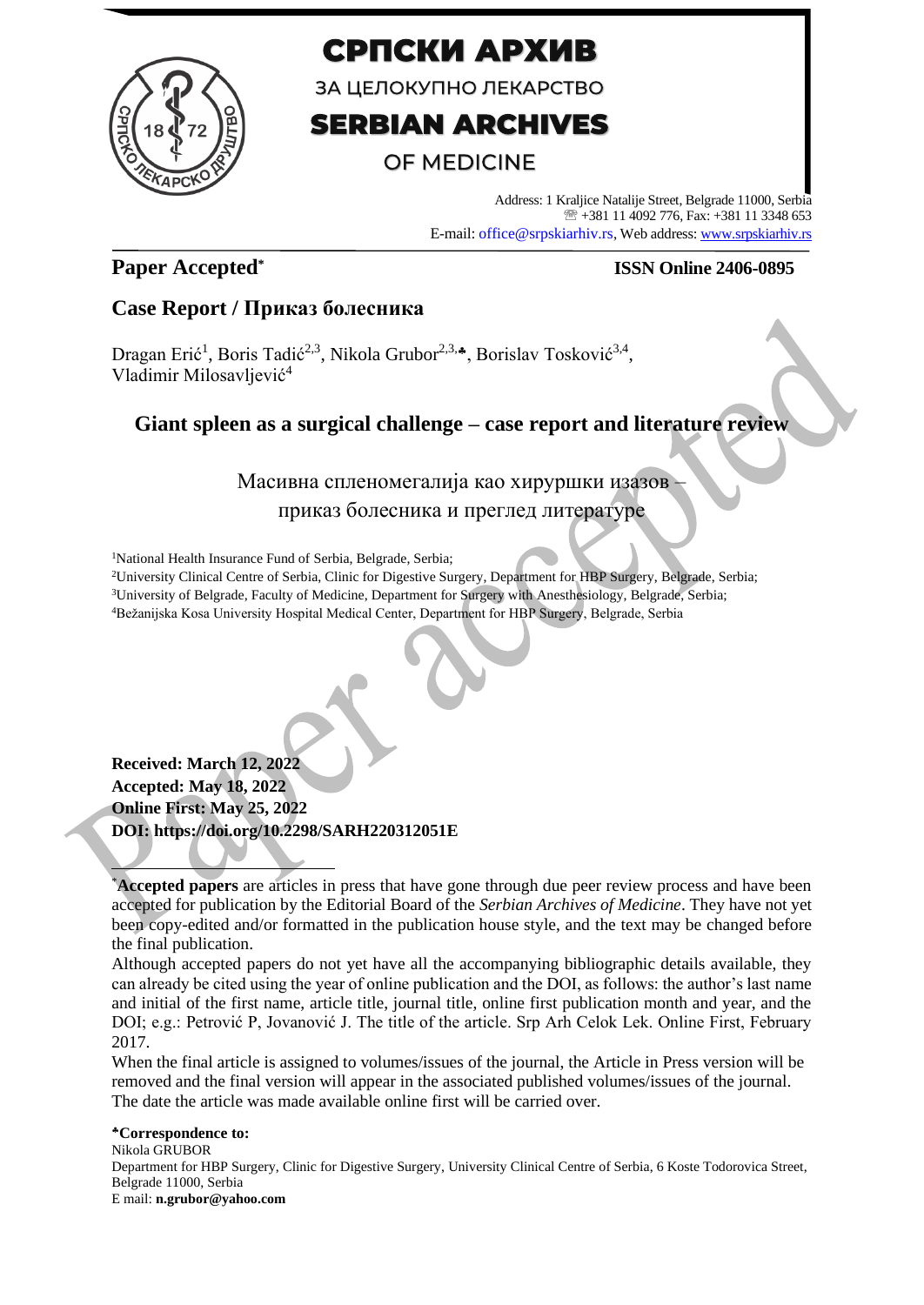# СРПСКИ АРХИВ

ЗА ЦЕЛОКУПНО ЛЕКАРСТВО

# SERBIAN ARCHIVES

OF MEDICINE

Address: 1 Kraljice Natalije Street, Belgrade 11000, Serbia
☏ +381 11 4092 776, Fax: +381 11 3348 653
E-mail: office@srpskiarhiv.rs, Web address: www.srpskiarhiv.rs

**Paper Accepted***

**ISSN Online 2406-0895**

## Case Report / Приказ болесника

Dragan Erić[1], Boris Tadić[2,3], Nikola Grubor[2,3,♣], Borislav Tosković[3,4], Vladimir Milosavljević[4]

# Giant spleen as a surgical challenge – case report and literature review

# Масивна спленомегалија као хируршки изазов – приказ болесника и преглед литературе

[1]National Health Insurance Fund of Serbia, Belgrade, Serbia;
[2]University Clinical Centre of Serbia, Clinic for Digestive Surgery, Department for HBP Surgery, Belgrade, Serbia;
[3]University of Belgrade, Faculty of Medicine, Department for Surgery with Anesthesiology, Belgrade, Serbia;
[4]Bežanijska Kosa University Hospital Medical Center, Department for HBP Surgery, Belgrade, Serbia

**Received: March 12, 2022**
**Accepted: May 18, 2022**
**Online First: May 25, 2022**
**DOI: https://doi.org/10.2298/SARH220312051E**

*__Accepted papers__ are articles in press that have gone through due peer review process and have been accepted for publication by the Editorial Board of the *Serbian Archives of Medicine*. They have not yet been copy-edited and/or formatted in the publication house style, and the text may be changed before the final publication.

Although accepted papers do not yet have all the accompanying bibliographic details available, they can already be cited using the year of online publication and the DOI, as follows: the author's last name and initial of the first name, article title, journal title, online first publication month and year, and the DOI; e.g.: Petrović P, Jovanović J. The title of the article. Srp Arh Celok Lek. Online First, February 2017.

When the final article is assigned to volumes/issues of the journal, the Article in Press version will be removed and the final version will appear in the associated published volumes/issues of the journal. The date the article was made available online first will be carried over.

**♣Correspondence to:**
Nikola GRUBOR
Department for HBP Surgery, Clinic for Digestive Surgery, University Clinical Centre of Serbia, 6 Koste Todorovica Street, Belgrade 11000, Serbia
E mail: **n.grubor@yahoo.com**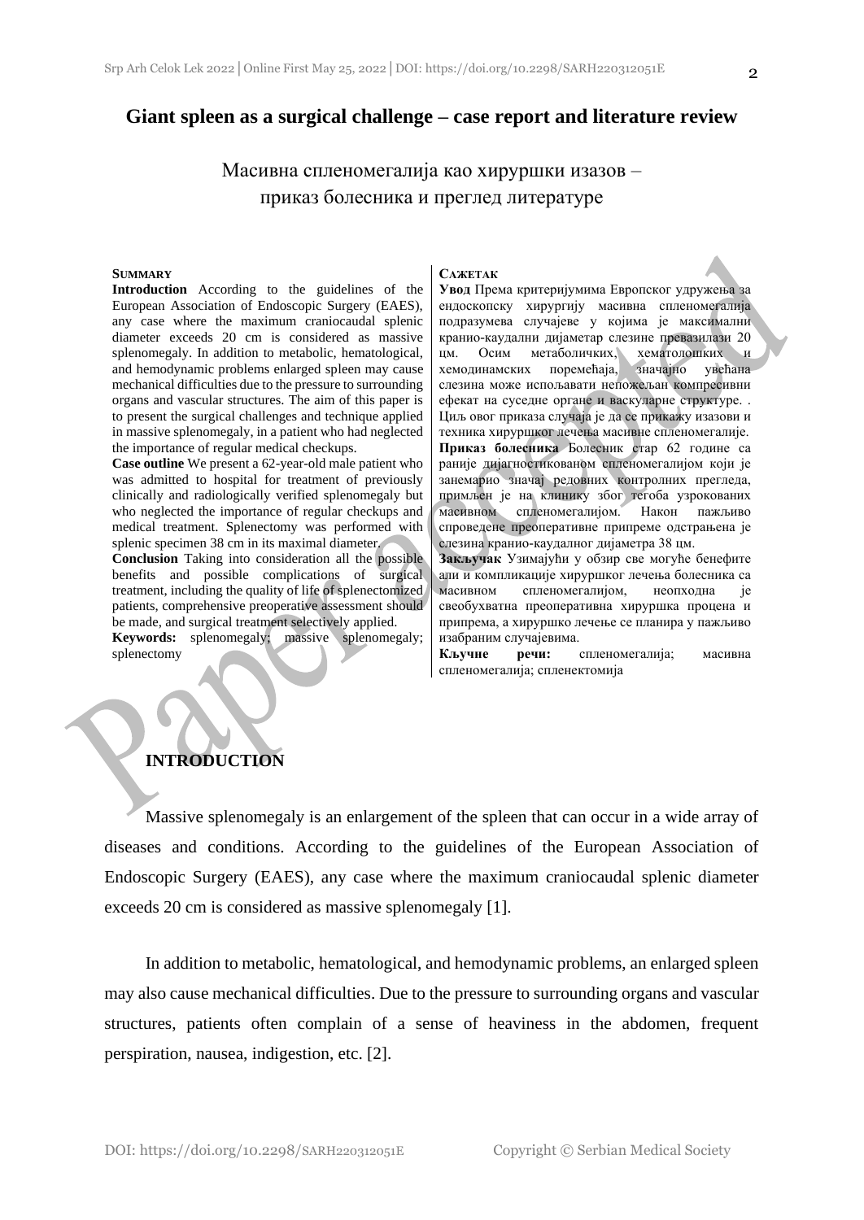# Giant spleen as a surgical challenge – case report and literature review

## Масивна спленомегалија као хируршки изазов – приказ болесника и преглед литературе

**SUMMARY**

**Introduction** According to the guidelines of the European Association of Endoscopic Surgery (EAES), any case where the maximum craniocaudal splenic diameter exceeds 20 cm is considered as massive splenomegaly. In addition to metabolic, hematological, and hemodynamic problems enlarged spleen may cause mechanical difficulties due to the pressure to surrounding organs and vascular structures. The aim of this paper is to present the surgical challenges and technique applied in massive splenomegaly, in a patient who had neglected the importance of regular medical checkups.

**Case outline** We present a 62-year-old male patient who was admitted to hospital for treatment of previously clinically and radiologically verified splenomegaly but who neglected the importance of regular checkups and medical treatment. Splenectomy was performed with splenic specimen 38 cm in its maximal diameter.

**Conclusion** Taking into consideration all the possible benefits and possible complications of surgical treatment, including the quality of life of splenectomized patients, comprehensive preoperative assessment should be made, and surgical treatment selectively applied.

**Keywords:** splenomegaly; massive splenomegaly; splenectomy

**САЖЕТАК**

**Увод** Према критеријумима Европског удружења за ендоскопску хирургију масивна спленомегалија подразумева случајеве у којима је максимални кранио-каудални дијаметер слезине превазилази 20 цм. Осим метаболичких, хематолошких и хемодинамских поремећаја, значајно увећана слезина може испољавати непожељан компресивни ефекат на суседне органе и васкуларне структуре. . Циљ овог приказа случаја је да се прикажу изазови и техника хируршког лечења масивне спленомегалије.

**Приказ болесника** Болесник стар 62 године са раније дијагностикованом спленомегалијом који је занемарио значај редовних контролних прегледа, примљен је на клинику због тегоба узрокованих масивном спленомегалијом. Након пажљиво спроведене преоперативне припреме одстрањена је слезина кранио-каудалног дијаметра 38 цм.

**Закључак** Узимајући у обзир све могуће бенефите али и компликације хируршког лечења болесника са масивном спленомегалијом, неопходна је свеобухватна преоперативна хируршка процена и припрема, а хируршко лечење се планира у пажљиво изабраним случајевима.

**Кључне речи:** спленомегалија; масивна спленомегалија; спленектомија

## INTRODUCTION

Massive splenomegaly is an enlargement of the spleen that can occur in a wide array of diseases and conditions. According to the guidelines of the European Association of Endoscopic Surgery (EAES), any case where the maximum craniocaudal splenic diameter exceeds 20 cm is considered as massive splenomegaly [1].

In addition to metabolic, hematological, and hemodynamic problems, an enlarged spleen may also cause mechanical difficulties. Due to the pressure to surrounding organs and vascular structures, patients often complain of a sense of heaviness in the abdomen, frequent perspiration, nausea, indigestion, etc. [2].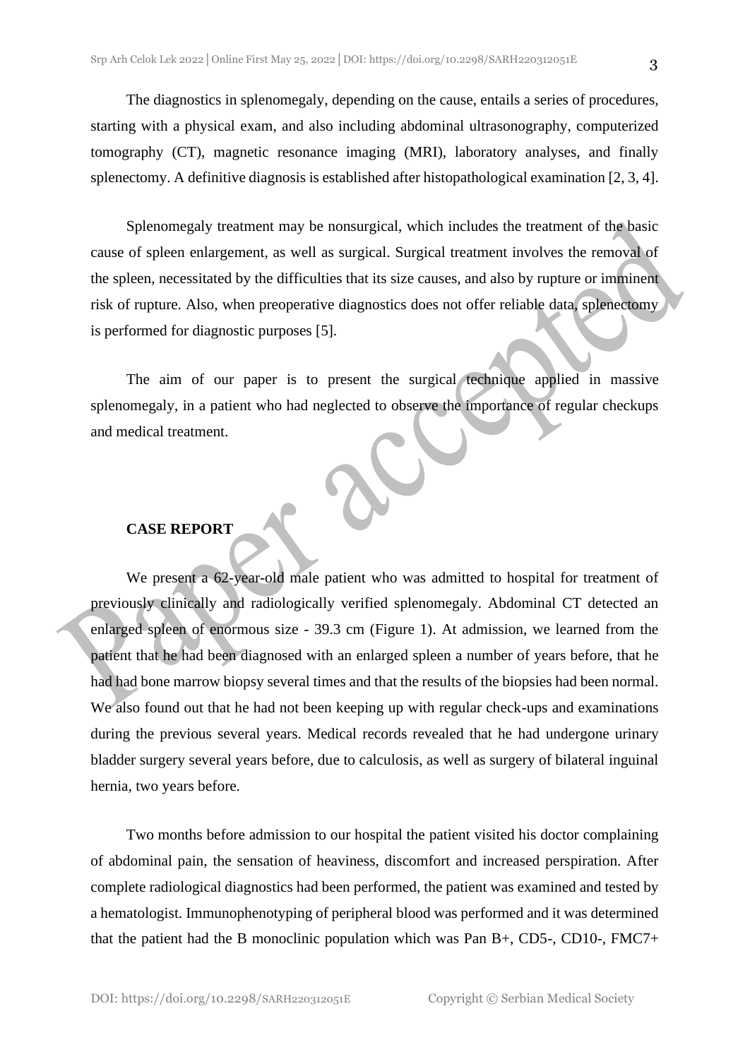The diagnostics in splenomegaly, depending on the cause, entails a series of procedures, starting with a physical exam, and also including abdominal ultrasonography, computerized tomography (CT), magnetic resonance imaging (MRI), laboratory analyses, and finally splenectomy. A definitive diagnosis is established after histopathological examination [2, 3, 4].

Splenomegaly treatment may be nonsurgical, which includes the treatment of the basic cause of spleen enlargement, as well as surgical. Surgical treatment involves the removal of the spleen, necessitated by the difficulties that its size causes, and also by rupture or imminent risk of rupture. Also, when preoperative diagnostics does not offer reliable data, splenectomy is performed for diagnostic purposes [5].

The aim of our paper is to present the surgical technique applied in massive splenomegaly, in a patient who had neglected to observe the importance of regular checkups and medical treatment.

## CASE REPORT

We present a 62-year-old male patient who was admitted to hospital for treatment of previously clinically and radiologically verified splenomegaly. Abdominal CT detected an enlarged spleen of enormous size - 39.3 cm (Figure 1). At admission, we learned from the patient that he had been diagnosed with an enlarged spleen a number of years before, that he had had bone marrow biopsy several times and that the results of the biopsies had been normal. We also found out that he had not been keeping up with regular check-ups and examinations during the previous several years. Medical records revealed that he had undergone urinary bladder surgery several years before, due to calculosis, as well as surgery of bilateral inguinal hernia, two years before.

Two months before admission to our hospital the patient visited his doctor complaining of abdominal pain, the sensation of heaviness, discomfort and increased perspiration. After complete radiological diagnostics had been performed, the patient was examined and tested by a hematologist. Immunophenotyping of peripheral blood was performed and it was determined that the patient had the B monoclinic population which was Pan B+, CD5-, CD10-, FMC7+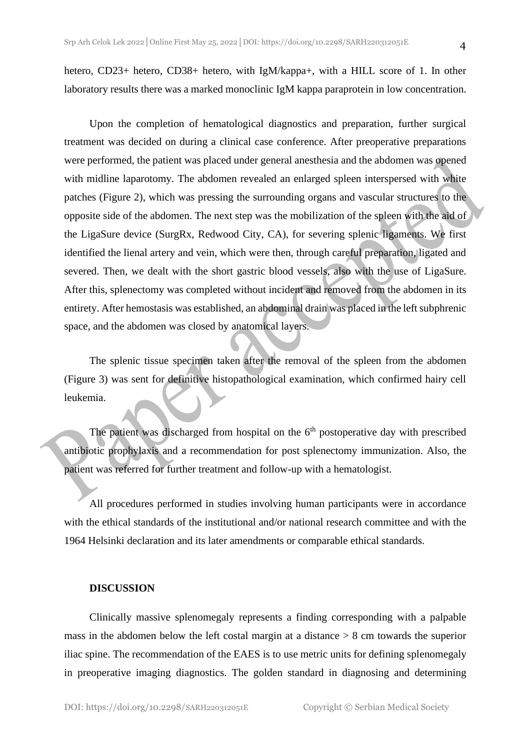hetero, CD23+ hetero, CD38+ hetero, with IgM/kappa+, with a HILL score of 1. In other laboratory results there was a marked monoclinic IgM kappa paraprotein in low concentration.

Upon the completion of hematological diagnostics and preparation, further surgical treatment was decided on during a clinical case conference. After preoperative preparations were performed, the patient was placed under general anesthesia and the abdomen was opened with midline laparotomy. The abdomen revealed an enlarged spleen interspersed with white patches (Figure 2), which was pressing the surrounding organs and vascular structures to the opposite side of the abdomen. The next step was the mobilization of the spleen with the aid of the LigaSure device (SurgRx, Redwood City, CA), for severing splenic ligaments. We first identified the lienal artery and vein, which were then, through careful preparation, ligated and severed. Then, we dealt with the short gastric blood vessels, also with the use of LigaSure. After this, splenectomy was completed without incident and removed from the abdomen in its entirety. After hemostasis was established, an abdominal drain was placed in the left subphrenic space, and the abdomen was closed by anatomical layers.

The splenic tissue specimen taken after the removal of the spleen from the abdomen (Figure 3) was sent for definitive histopathological examination, which confirmed hairy cell leukemia.

The patient was discharged from hospital on the 6th postoperative day with prescribed antibiotic prophylaxis and a recommendation for post splenectomy immunization. Also, the patient was referred for further treatment and follow-up with a hematologist.

All procedures performed in studies involving human participants were in accordance with the ethical standards of the institutional and/or national research committee and with the 1964 Helsinki declaration and its later amendments or comparable ethical standards.

## DISCUSSION

Clinically massive splenomegaly represents a finding corresponding with a palpable mass in the abdomen below the left costal margin at a distance > 8 cm towards the superior iliac spine. The recommendation of the EAES is to use metric units for defining splenomegaly in preoperative imaging diagnostics. The golden standard in diagnosing and determining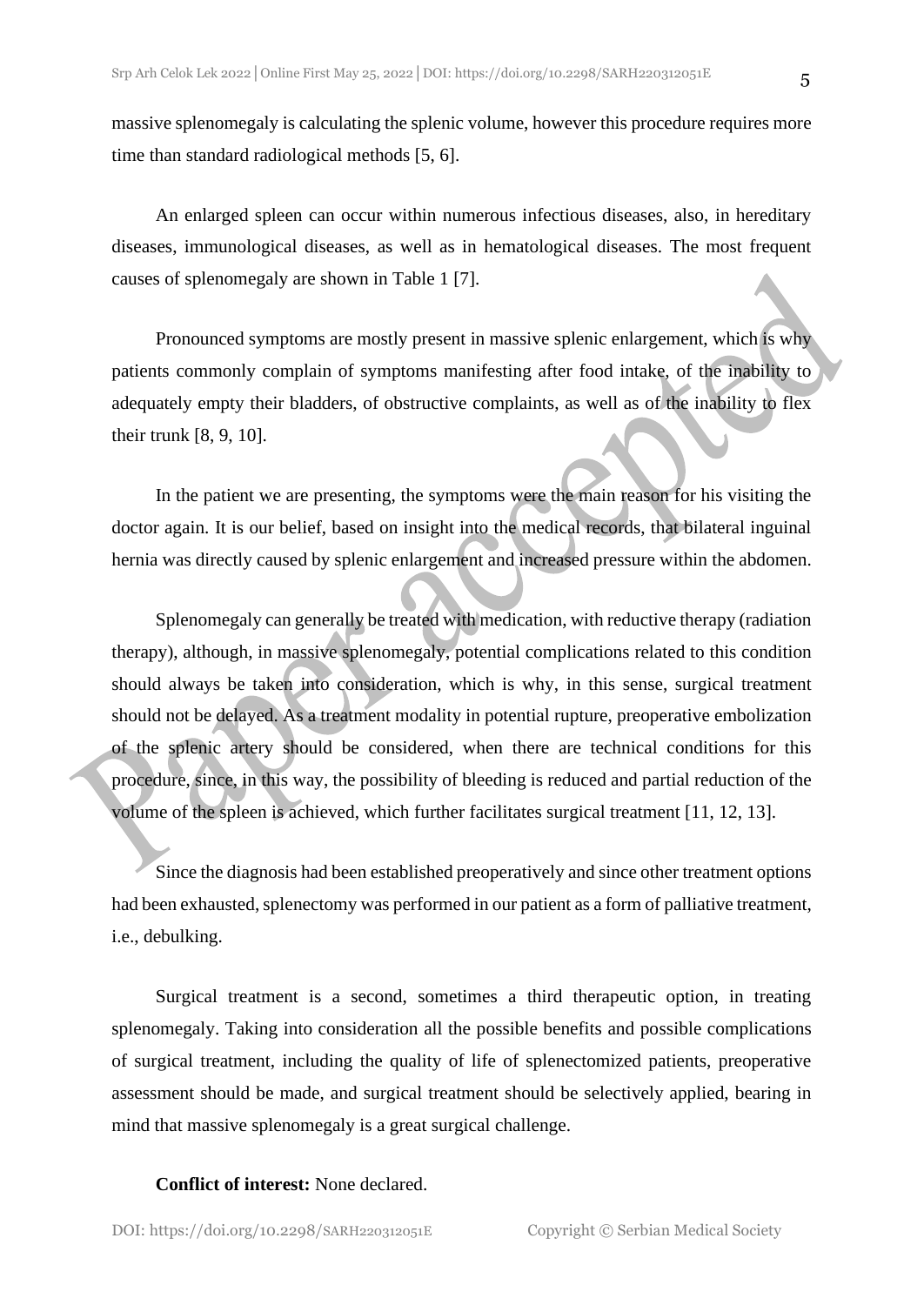massive splenomegaly is calculating the splenic volume, however this procedure requires more time than standard radiological methods [5, 6].

An enlarged spleen can occur within numerous infectious diseases, also, in hereditary diseases, immunological diseases, as well as in hematological diseases. The most frequent causes of splenomegaly are shown in Table 1 [7].

Pronounced symptoms are mostly present in massive splenic enlargement, which is why patients commonly complain of symptoms manifesting after food intake, of the inability to adequately empty their bladders, of obstructive complaints, as well as of the inability to flex their trunk [8, 9, 10].

In the patient we are presenting, the symptoms were the main reason for his visiting the doctor again. It is our belief, based on insight into the medical records, that bilateral inguinal hernia was directly caused by splenic enlargement and increased pressure within the abdomen.

Splenomegaly can generally be treated with medication, with reductive therapy (radiation therapy), although, in massive splenomegaly, potential complications related to this condition should always be taken into consideration, which is why, in this sense, surgical treatment should not be delayed. As a treatment modality in potential rupture, preoperative embolization of the splenic artery should be considered, when there are technical conditions for this procedure, since, in this way, the possibility of bleeding is reduced and partial reduction of the volume of the spleen is achieved, which further facilitates surgical treatment [11, 12, 13].

Since the diagnosis had been established preoperatively and since other treatment options had been exhausted, splenectomy was performed in our patient as a form of palliative treatment, i.e., debulking.

Surgical treatment is a second, sometimes a third therapeutic option, in treating splenomegaly. Taking into consideration all the possible benefits and possible complications of surgical treatment, including the quality of life of splenectomized patients, preoperative assessment should be made, and surgical treatment should be selectively applied, bearing in mind that massive splenomegaly is a great surgical challenge.

**Conflict of interest:** None declared.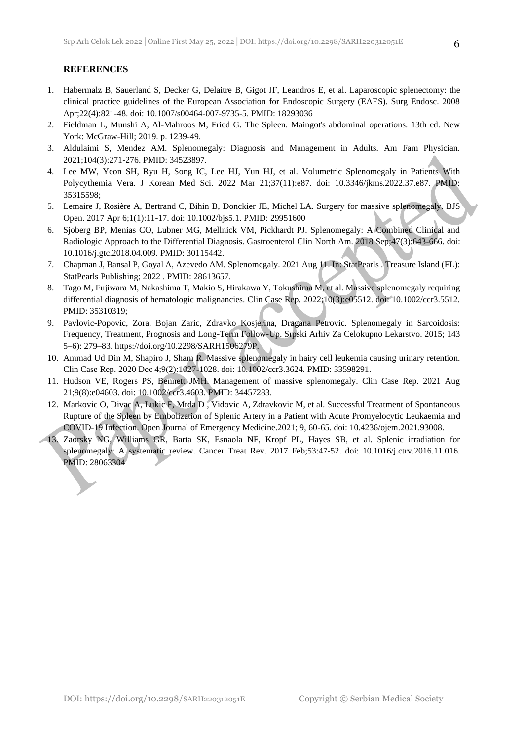## REFERENCES

1. Habermalz B, Sauerland S, Decker G, Delaitre B, Gigot JF, Leandros E, et al. Laparoscopic splenectomy: the clinical practice guidelines of the European Association for Endoscopic Surgery (EAES). Surg Endosc. 2008 Apr;22(4):821-48. doi: 10.1007/s00464-007-9735-5. PMID: 18293036
2. Fieldman L, Munshi A, Al-Mahroos M, Fried G. The Spleen. Maingot's abdominal operations. 13th ed. New York: McGraw-Hill; 2019. p. 1239-49.
3. Aldulaimi S, Mendez AM. Splenomegaly: Diagnosis and Management in Adults. Am Fam Physician. 2021;104(3):271-276. PMID: 34523897.
4. Lee MW, Yeon SH, Ryu H, Song IC, Lee HJ, Yun HJ, et al. Volumetric Splenomegaly in Patients With Polycythemia Vera. J Korean Med Sci. 2022 Mar 21;37(11):e87. doi: 10.3346/jkms.2022.37.e87. PMID: 35315598;
5. Lemaire J, Rosière A, Bertrand C, Bihin B, Donckier JE, Michel LA. Surgery for massive splenomegaly. BJS Open. 2017 Apr 6;1(1):11-17. doi: 10.1002/bjs5.1. PMID: 29951600
6. Sjoberg BP, Menias CO, Lubner MG, Mellnick VM, Pickhardt PJ. Splenomegaly: A Combined Clinical and Radiologic Approach to the Differential Diagnosis. Gastroenterol Clin North Am. 2018 Sep;47(3):643-666. doi: 10.1016/j.gtc.2018.04.009. PMID: 30115442.
7. Chapman J, Bansal P, Goyal A, Azevedo AM. Splenomegaly. 2021 Aug 11. In: StatPearls . Treasure Island (FL): StatPearls Publishing; 2022 . PMID: 28613657.
8. Tago M, Fujiwara M, Nakashima T, Makio S, Hirakawa Y, Tokushima M, et al. Massive splenomegaly requiring differential diagnosis of hematologic malignancies. Clin Case Rep. 2022;10(3):e05512. doi: 10.1002/ccr3.5512. PMID: 35310319;
9. Pavlovic-Popovic, Zora, Bojan Zaric, Zdravko Kosjerina, Dragana Petrovic. Splenomegaly in Sarcoidosis: Frequency, Treatment, Prognosis and Long-Term Follow-Up. Srpski Arhiv Za Celokupno Lekarstvo. 2015; 143 5–6): 279–83. https://doi.org/10.2298/SARH1506279P.
10. Ammad Ud Din M, Shapiro J, Sham R. Massive splenomegaly in hairy cell leukemia causing urinary retention. Clin Case Rep. 2020 Dec 4;9(2):1027-1028. doi: 10.1002/ccr3.3624. PMID: 33598291.
11. Hudson VE, Rogers PS, Bennett JMH. Management of massive splenomegaly. Clin Case Rep. 2021 Aug 21;9(8):e04603. doi: 10.1002/ccr3.4603. PMID: 34457283.
12. Markovic O, Divac A, Lukic F, Mrda D , Vidovic A, Zdravkovic M, et al. Successful Treatment of Spontaneous Rupture of the Spleen by Embolization of Splenic Artery in a Patient with Acute Promyelocytic Leukaemia and COVID-19 Infection. Open Journal of Emergency Medicine.2021; 9, 60-65. doi: 10.4236/ojem.2021.93008.
13. Zaorsky NG, Williams GR, Barta SK, Esnaola NF, Kropf PL, Hayes SB, et al. Splenic irradiation for splenomegaly: A systematic review. Cancer Treat Rev. 2017 Feb;53:47-52. doi: 10.1016/j.ctrv.2016.11.016. PMID: 28063304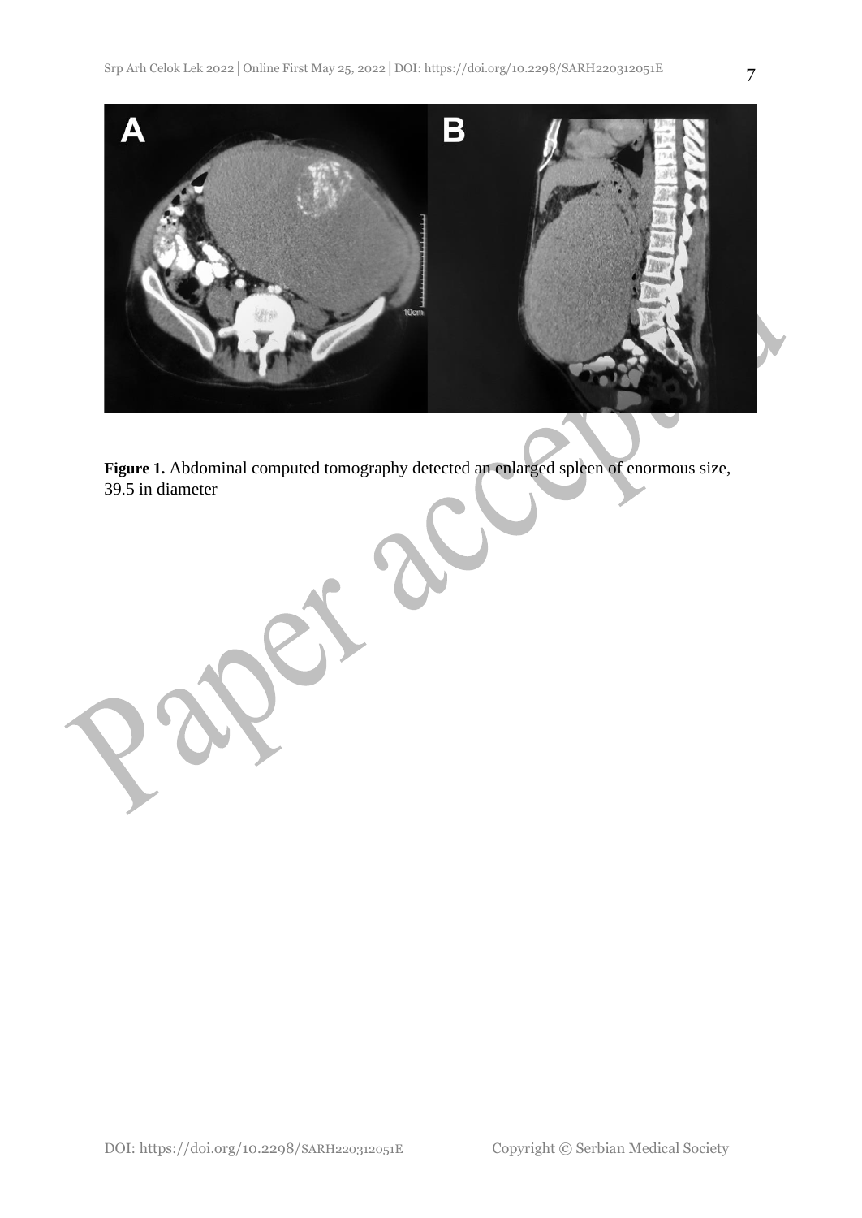**Figure 1.** Abdominal computed tomography detected an enlarged spleen of enormous size, 39.5 in diameter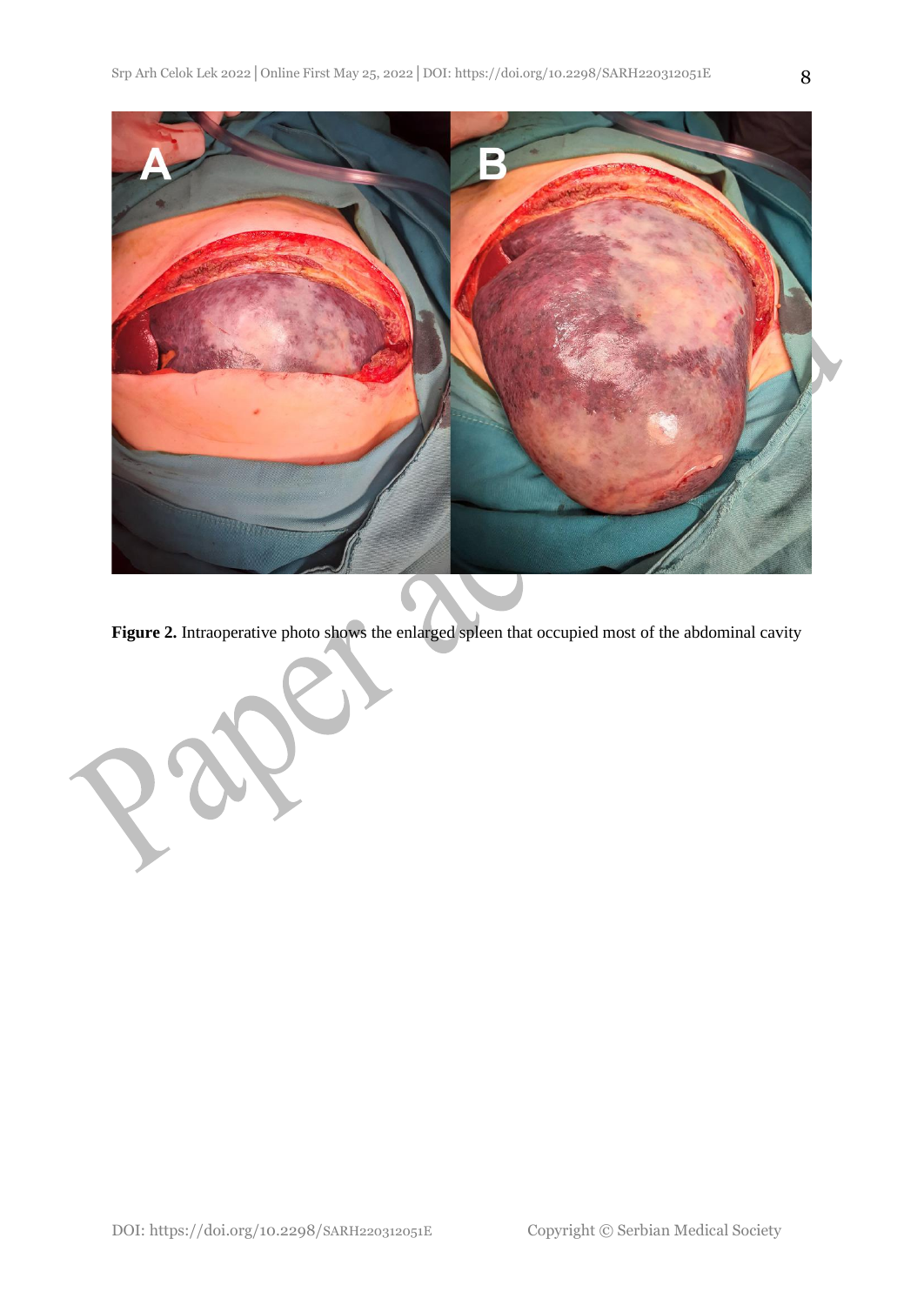**Figure 2.** Intraoperative photo shows the enlarged spleen that occupied most of the abdominal cavity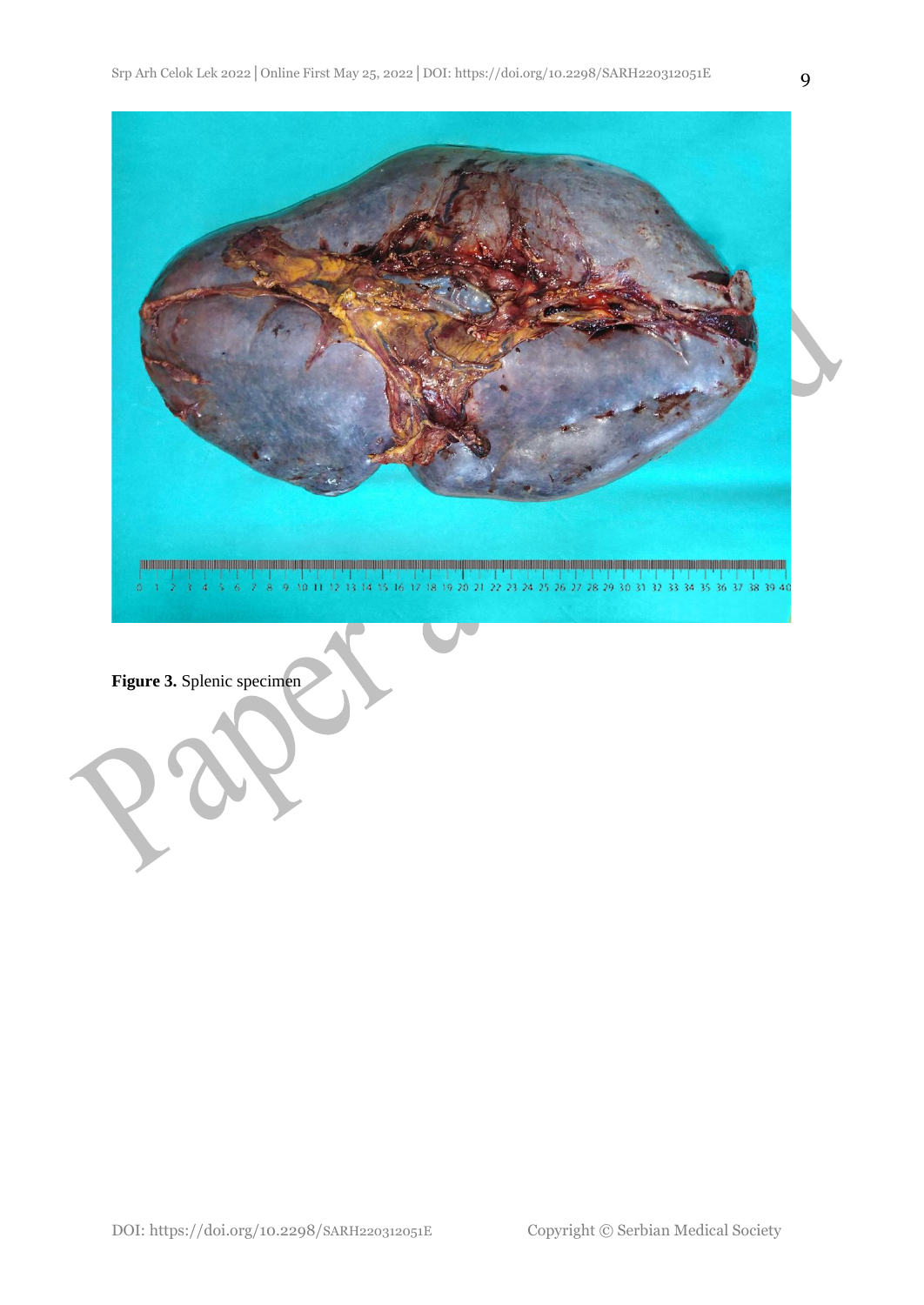**Figure 3.** Splenic specimen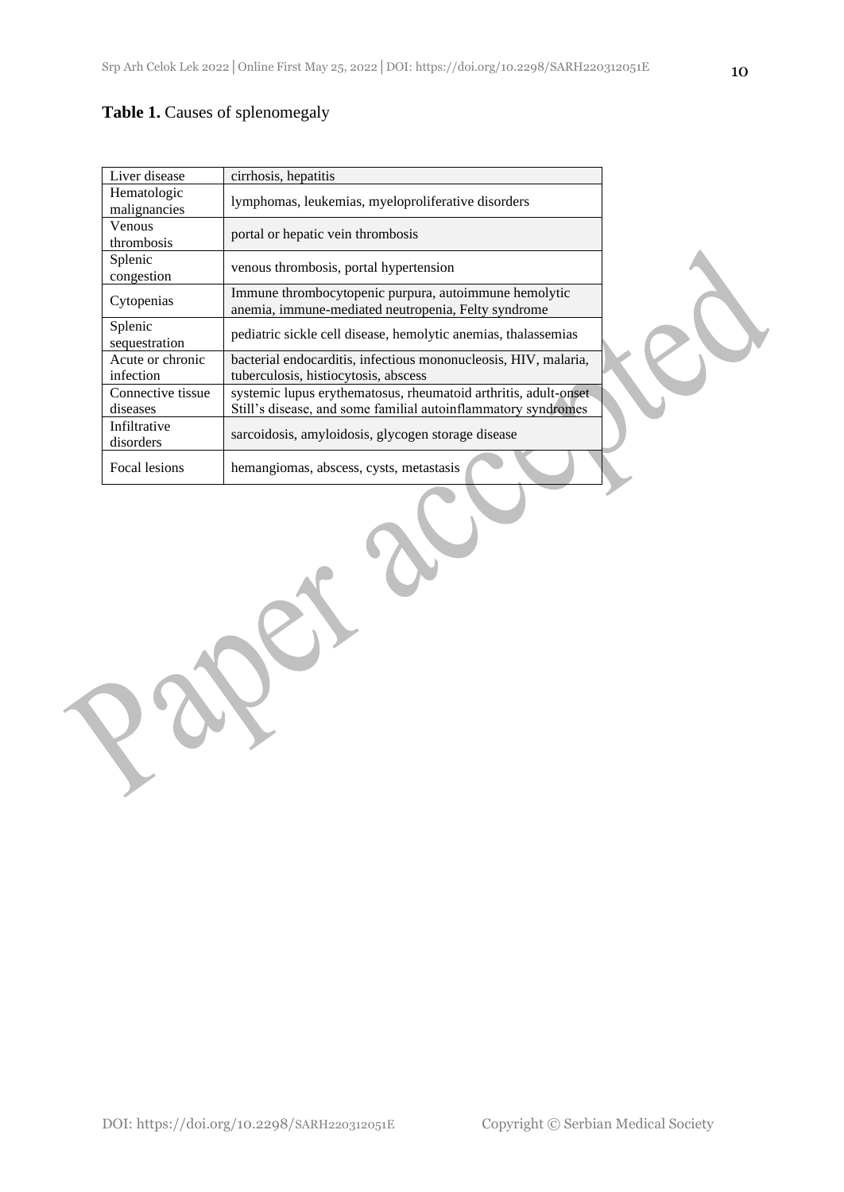**Table 1.** Causes of splenomegaly

| | |
|---|---|
| Liver disease | cirrhosis, hepatitis |
| Hematologic malignancies | lymphomas, leukemias, myeloproliferative disorders |
| Venous thrombosis | portal or hepatic vein thrombosis |
| Splenic congestion | venous thrombosis, portal hypertension |
| Cytopenias | Immune thrombocytopenic purpura, autoimmune hemolytic anemia, immune-mediated neutropenia, Felty syndrome |
| Splenic sequestration | pediatric sickle cell disease, hemolytic anemias, thalassemias |
| Acute or chronic infection | bacterial endocarditis, infectious mononucleosis, HIV, malaria, tuberculosis, histiocytosis, abscess |
| Connective tissue diseases | systemic lupus erythematosus, rheumatoid arthritis, adult-onset Still's disease, and some familial autoinflammatory syndromes |
| Infiltrative disorders | sarcoidosis, amyloidosis, glycogen storage disease |
| Focal lesions | hemangiomas, abscess, cysts, metastasis |